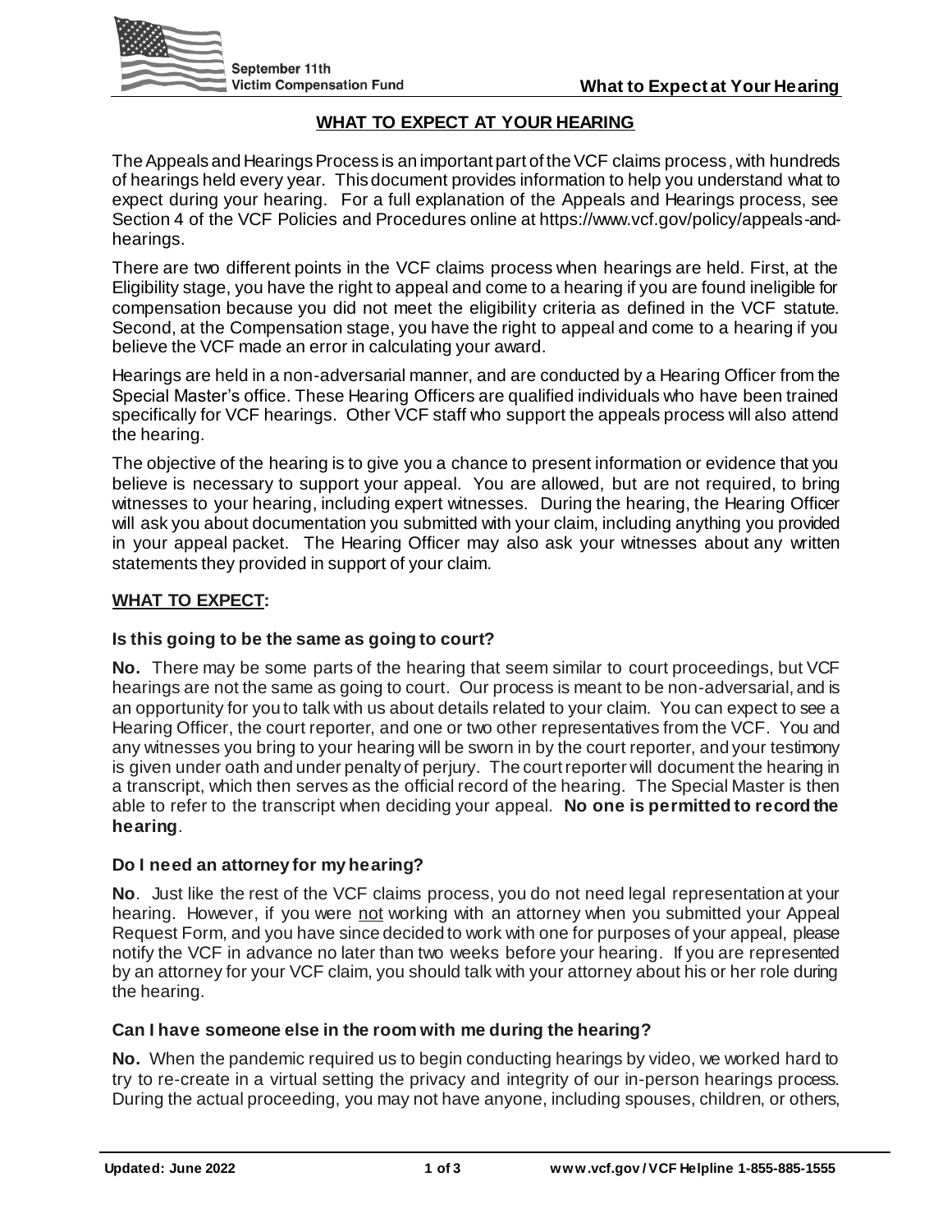# WHAT TO EXPECT AT YOUR HEARING

The Appeals and Hearings Process is an important part of the VCF claims process, with hundreds of hearings held every year. This document provides information to help you understand what to expect during your hearing. For a full explanation of the Appeals and Hearings process, see Section 4 of the VCF Policies and Procedures online at https://www.vcf.gov/policy/appeals-and-hearings.

There are two different points in the VCF claims process when hearings are held. First, at the Eligibility stage, you have the right to appeal and come to a hearing if you are found ineligible for compensation because you did not meet the eligibility criteria as defined in the VCF statute. Second, at the Compensation stage, you have the right to appeal and come to a hearing if you believe the VCF made an error in calculating your award.

Hearings are held in a non-adversarial manner, and are conducted by a Hearing Officer from the Special Master's office. These Hearing Officers are qualified individuals who have been trained specifically for VCF hearings. Other VCF staff who support the appeals process will also attend the hearing.

The objective of the hearing is to give you a chance to present information or evidence that you believe is necessary to support your appeal. You are allowed, but are not required, to bring witnesses to your hearing, including expert witnesses. During the hearing, the Hearing Officer will ask you about documentation you submitted with your claim, including anything you provided in your appeal packet. The Hearing Officer may also ask your witnesses about any written statements they provided in support of your claim.

## WHAT TO EXPECT:

### Is this going to be the same as going to court?

**No.** There may be some parts of the hearing that seem similar to court proceedings, but VCF hearings are not the same as going to court. Our process is meant to be non-adversarial, and is an opportunity for you to talk with us about details related to your claim. You can expect to see a Hearing Officer, the court reporter, and one or two other representatives from the VCF. You and any witnesses you bring to your hearing will be sworn in by the court reporter, and your testimony is given under oath and under penalty of perjury. The court reporter will document the hearing in a transcript, which then serves as the official record of the hearing. The Special Master is then able to refer to the transcript when deciding your appeal. **No one is permitted to record the hearing**.

### Do I need an attorney for my hearing?

**No**. Just like the rest of the VCF claims process, you do not need legal representation at your hearing. However, if you were not working with an attorney when you submitted your Appeal Request Form, and you have since decided to work with one for purposes of your appeal, please notify the VCF in advance no later than two weeks before your hearing. If you are represented by an attorney for your VCF claim, you should talk with your attorney about his or her role during the hearing.

### Can I have someone else in the room with me during the hearing?

**No.** When the pandemic required us to begin conducting hearings by video, we worked hard to try to re-create in a virtual setting the privacy and integrity of our in-person hearings process. During the actual proceeding, you may not have anyone, including spouses, children, or others,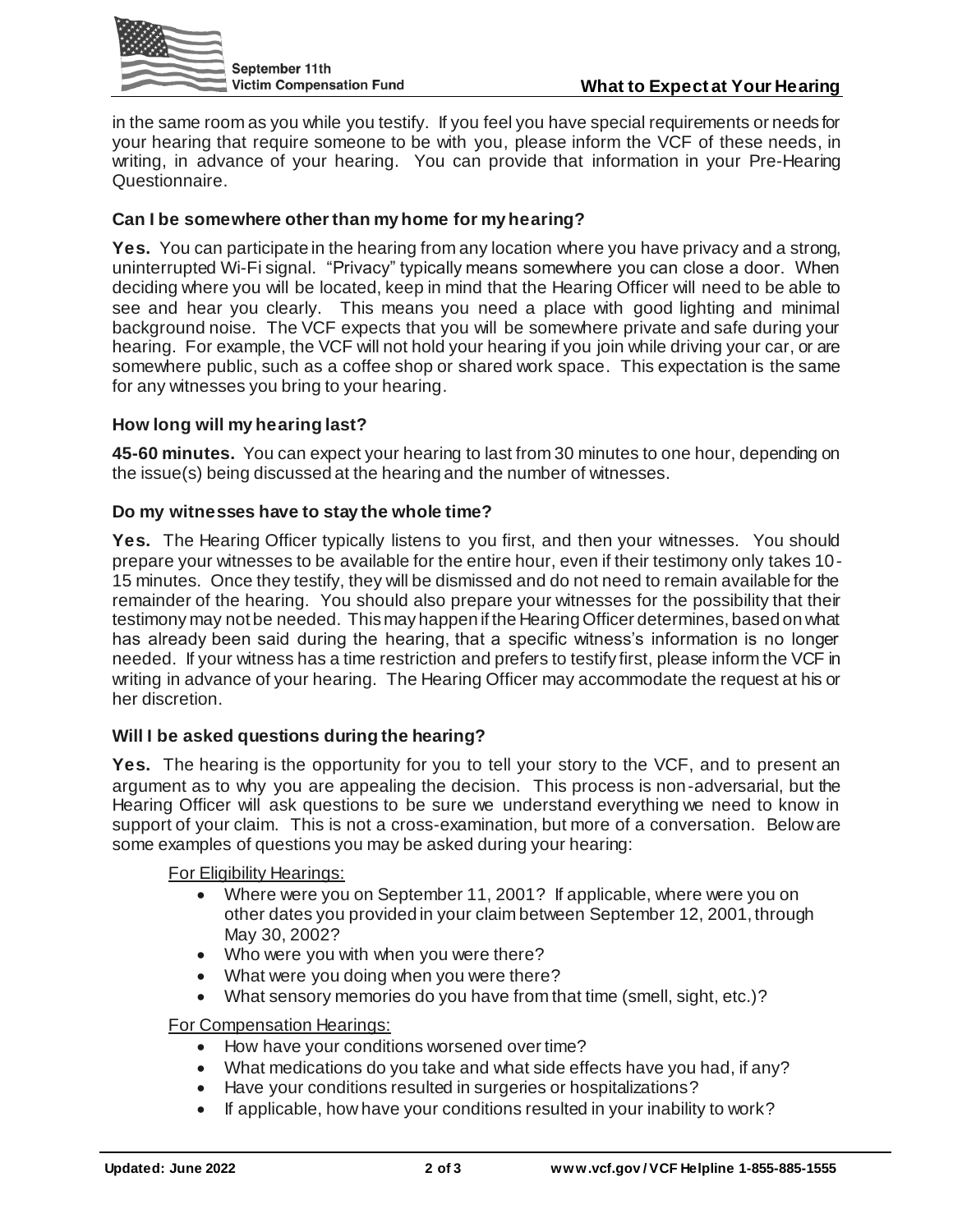in the same room as you while you testify. If you feel you have special requirements or needs for your hearing that require someone to be with you, please inform the VCF of these needs, in writing, in advance of your hearing. You can provide that information in your Pre-Hearing Questionnaire.

### Can I be somewhere other than my home for my hearing?

**Yes.** You can participate in the hearing from any location where you have privacy and a strong, uninterrupted Wi-Fi signal. "Privacy" typically means somewhere you can close a door. When deciding where you will be located, keep in mind that the Hearing Officer will need to be able to see and hear you clearly. This means you need a place with good lighting and minimal background noise. The VCF expects that you will be somewhere private and safe during your hearing. For example, the VCF will not hold your hearing if you join while driving your car, or are somewhere public, such as a coffee shop or shared work space. This expectation is the same for any witnesses you bring to your hearing.

### How long will my hearing last?

**45-60 minutes.** You can expect your hearing to last from 30 minutes to one hour, depending on the issue(s) being discussed at the hearing and the number of witnesses.

### Do my witnesses have to stay the whole time?

**Yes.** The Hearing Officer typically listens to you first, and then your witnesses. You should prepare your witnesses to be available for the entire hour, even if their testimony only takes 10-15 minutes. Once they testify, they will be dismissed and do not need to remain available for the remainder of the hearing. You should also prepare your witnesses for the possibility that their testimony may not be needed. This may happen if the Hearing Officer determines, based on what has already been said during the hearing, that a specific witness's information is no longer needed. If your witness has a time restriction and prefers to testify first, please inform the VCF in writing in advance of your hearing. The Hearing Officer may accommodate the request at his or her discretion.

### Will I be asked questions during the hearing?

**Yes.** The hearing is the opportunity for you to tell your story to the VCF, and to present an argument as to why you are appealing the decision. This process is non-adversarial, but the Hearing Officer will ask questions to be sure we understand everything we need to know in support of your claim. This is not a cross-examination, but more of a conversation. Below are some examples of questions you may be asked during your hearing:

<u>For Eligibility Hearings:</u>

- Where were you on September 11, 2001? If applicable, where were you on other dates you provided in your claim between September 12, 2001, through May 30, 2002?
- Who were you with when you were there?
- What were you doing when you were there?
- What sensory memories do you have from that time (smell, sight, etc.)?

<u>For Compensation Hearings:</u>

- How have your conditions worsened over time?
- What medications do you take and what side effects have you had, if any?
- Have your conditions resulted in surgeries or hospitalizations?
- If applicable, how have your conditions resulted in your inability to work?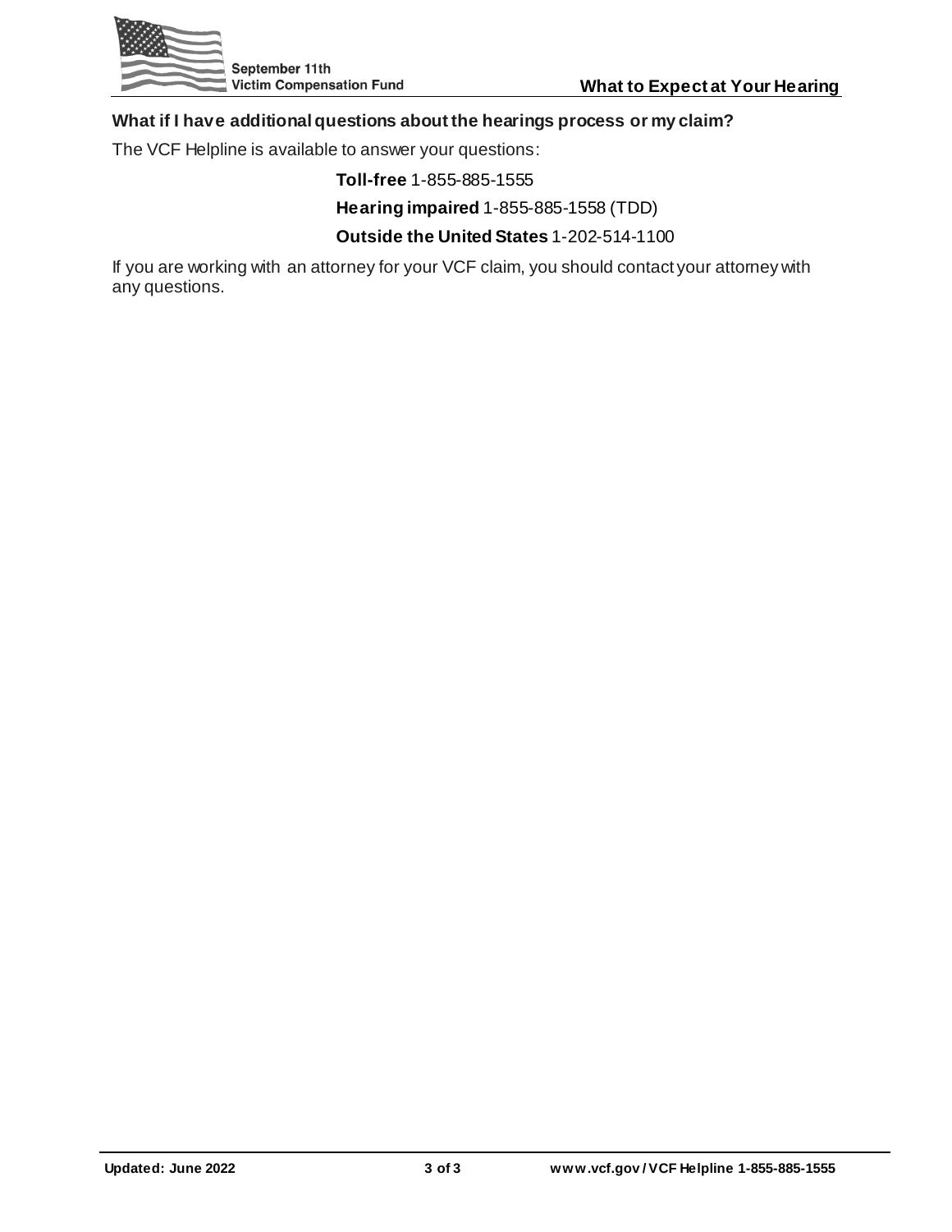### What if I have additional questions about the hearings process or my claim?

The VCF Helpline is available to answer your questions:

**Toll-free** 1-855-885-1555

**Hearing impaired** 1-855-885-1558 (TDD)

**Outside the United States** 1-202-514-1100

If you are working with an attorney for your VCF claim, you should contact your attorney with any questions.